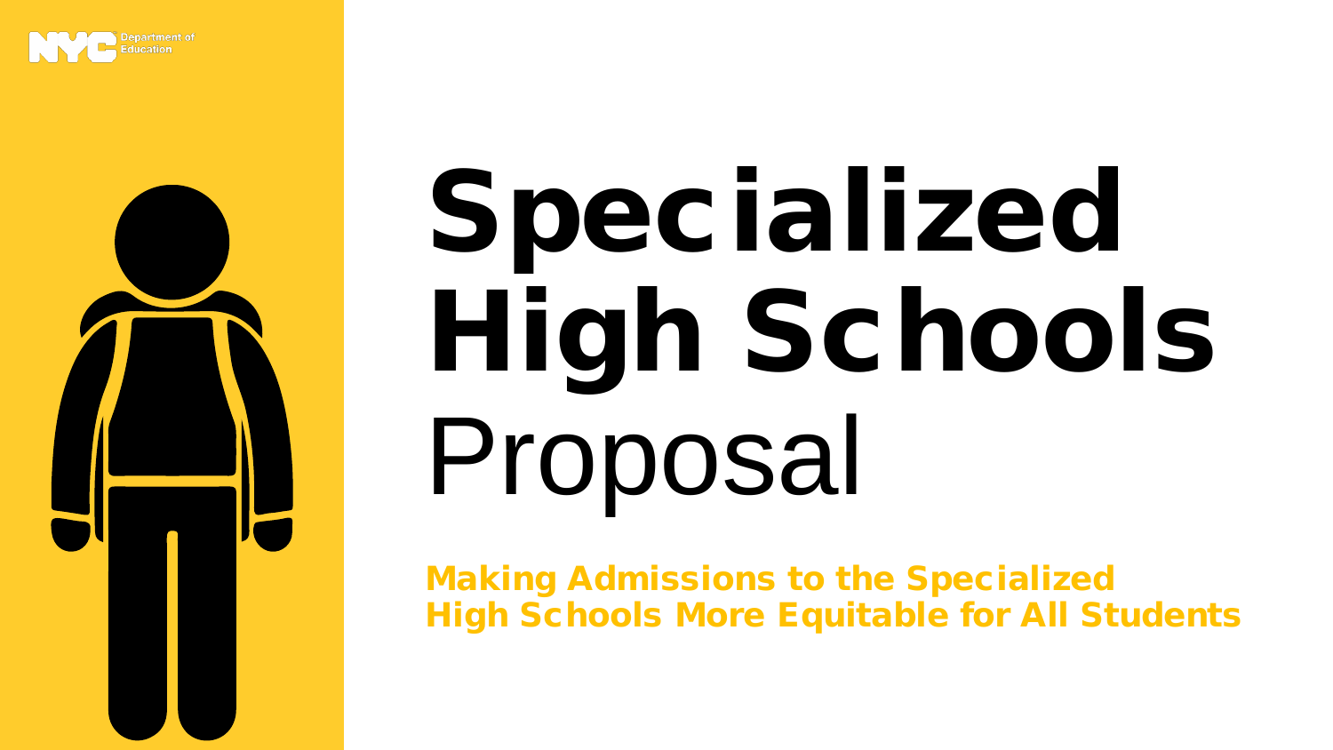NYC Department of Education

# Specialized High Schools Proposal

**Making Admissions to the Specialized High Schools More Equitable for All Students**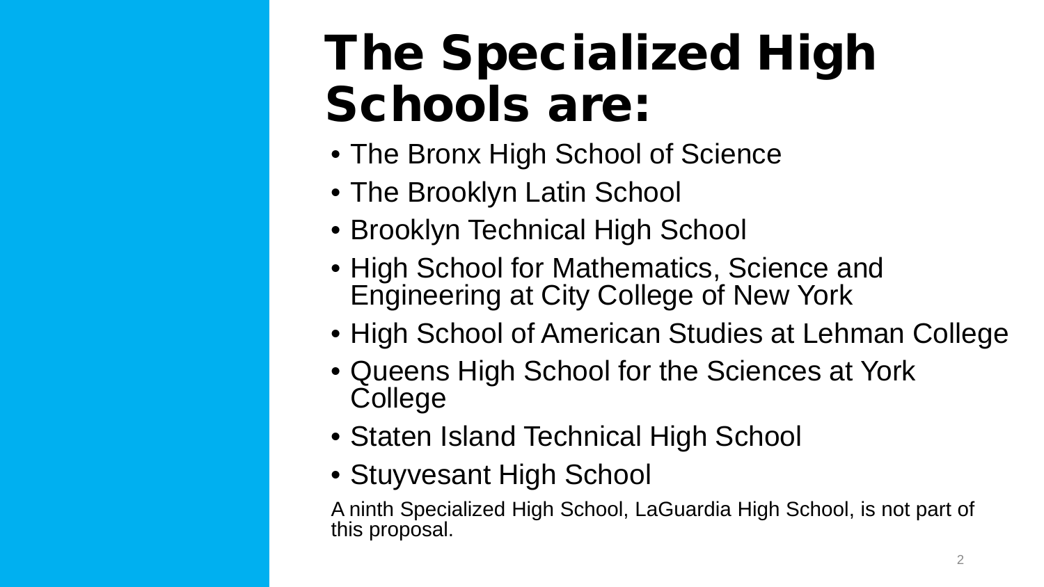# The Specialized High Schools are:

- The Bronx High School of Science
- The Brooklyn Latin School
- Brooklyn Technical High School
- High School for Mathematics, Science and Engineering at City College of New York
- High School of American Studies at Lehman College
- Queens High School for the Sciences at York College
- Staten Island Technical High School
- Stuyvesant High School

A ninth Specialized High School, LaGuardia High School, is not part of this proposal.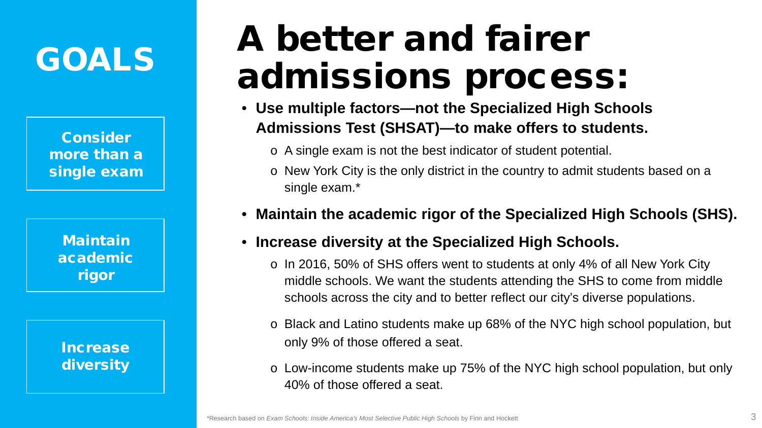# GOALS

**Consider more than a single exam**

**Maintain academic rigor**

**Increase diversity**

# A better and fairer admissions process:

- **Use multiple factors—not the Specialized High Schools Admissions Test (SHSAT)—to make offers to students.**
  - A single exam is not the best indicator of student potential.
  - New York City is the only district in the country to admit students based on a single exam.*
- **Maintain the academic rigor of the Specialized High Schools (SHS).**
- **Increase diversity at the Specialized High Schools.**
  - In 2016, 50% of SHS offers went to students at only 4% of all New York City middle schools. We want the students attending the SHS to come from middle schools across the city and to better reflect our city's diverse populations.
  - Black and Latino students make up 68% of the NYC high school population, but only 9% of those offered a seat.
  - Low-income students make up 75% of the NYC high school population, but only 40% of those offered a seat.

*Research based on *Exam Schools: Inside America's Most Selective Public High Schools* by Finn and Hockett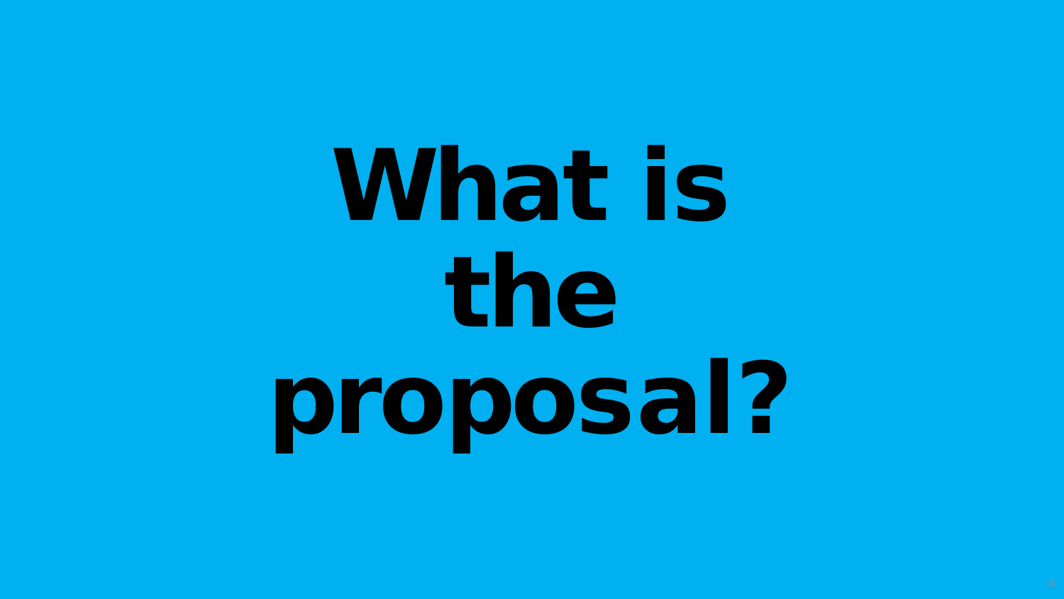# What is the proposal?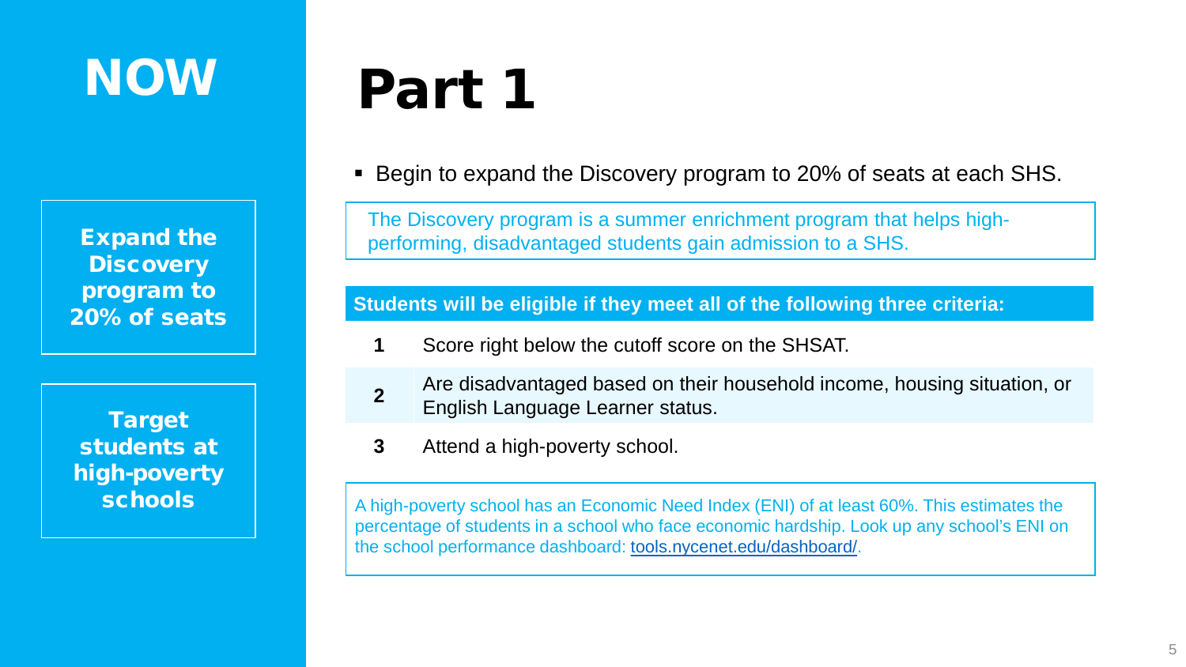# NOW

**Expand the Discovery program to 20% of seats**

**Target students at high-poverty schools**

# Part 1

- Begin to expand the Discovery program to 20% of seats at each SHS.

The Discovery program is a summer enrichment program that helps high-performing, disadvantaged students gain admission to a SHS.

**Students will be eligible if they meet all of the following three criteria:**

| | |
|---|---|
| **1** | Score right below the cutoff score on the SHSAT. |
| **2** | Are disadvantaged based on their household income, housing situation, or English Language Learner status. |
| **3** | Attend a high-poverty school. |

A high-poverty school has an Economic Need Index (ENI) of at least 60%. This estimates the percentage of students in a school who face economic hardship. Look up any school's ENI on the school performance dashboard: tools.nycenet.edu/dashboard/.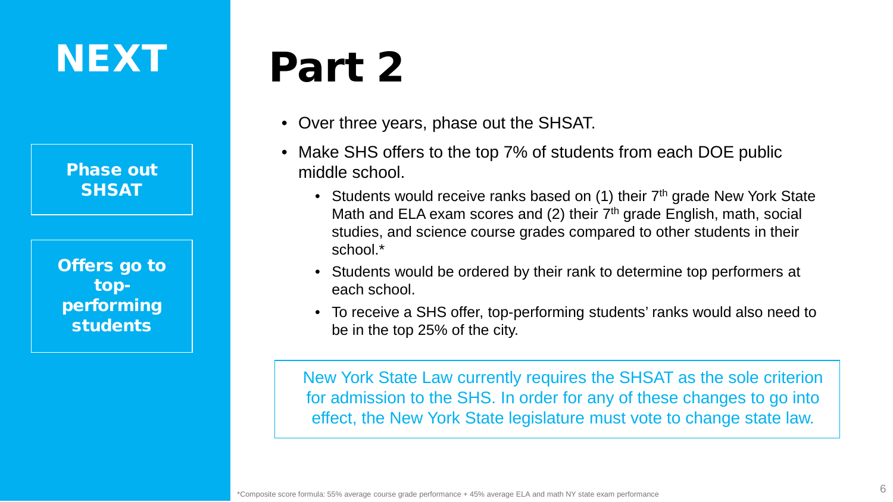## NEXT

**Phase out SHSAT**

**Offers go to top-performing students**

# Part 2

- Over three years, phase out the SHSAT.
- Make SHS offers to the top 7% of students from each DOE public middle school.
  - Students would receive ranks based on (1) their 7th grade New York State Math and ELA exam scores and (2) their 7th grade English, math, social studies, and science course grades compared to other students in their school.*
  - Students would be ordered by their rank to determine top performers at each school.
  - To receive a SHS offer, top-performing students' ranks would also need to be in the top 25% of the city.

New York State Law currently requires the SHSAT as the sole criterion for admission to the SHS. In order for any of these changes to go into effect, the New York State legislature must vote to change state law.

*Composite score formula: 55% average course grade performance + 45% average ELA and math NY state exam performance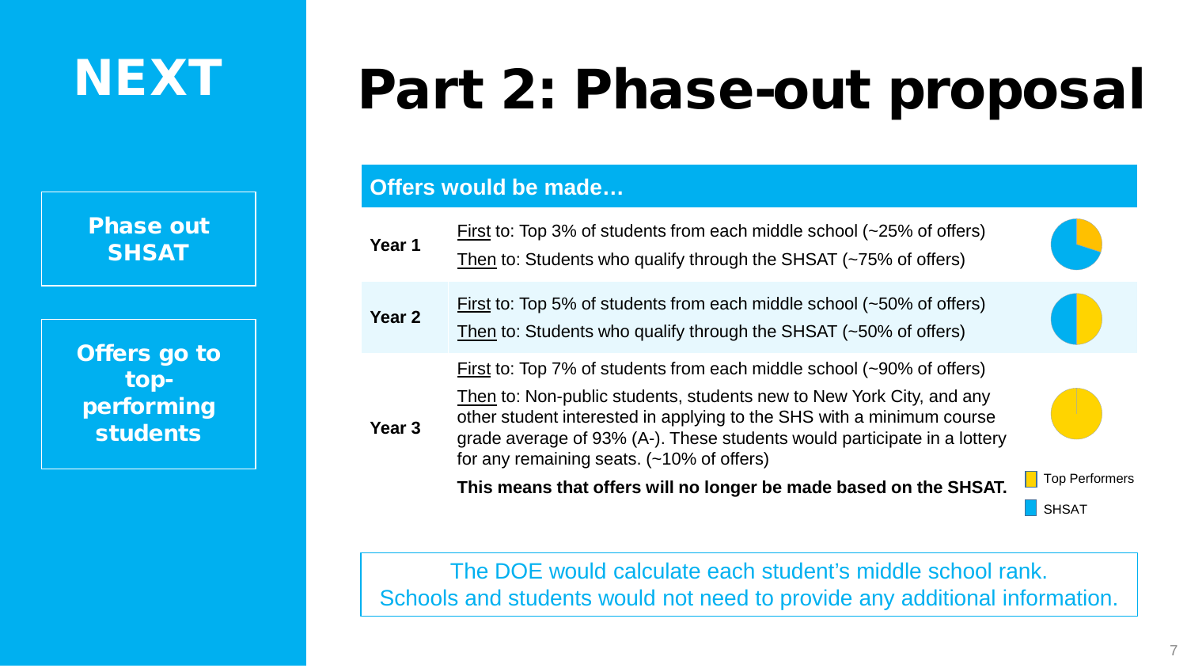**NEXT**

**Phase out SHSAT**

**Offers go to top-performing students**

# Part 2: Phase-out proposal

| Offers would be made… | |
|---|---|
| **Year 1** | First to: Top 3% of students from each middle school (~25% of offers)<br>Then to: Students who qualify through the SHSAT (~75% of offers) |
| **Year 2** | First to: Top 5% of students from each middle school (~50% of offers)<br>Then to: Students who qualify through the SHSAT (~50% of offers) |
| **Year 3** | First to: Top 7% of students from each middle school (~90% of offers)<br>Then to: Non-public students, students new to New York City, and any other student interested in applying to the SHS with a minimum course grade average of 93% (A-). These students would participate in a lottery for any remaining seats. (~10% of offers)<br>**This means that offers will no longer be made based on the SHSAT.** |

Top Performers
SHSAT

The DOE would calculate each student's middle school rank.
Schools and students would not need to provide any additional information.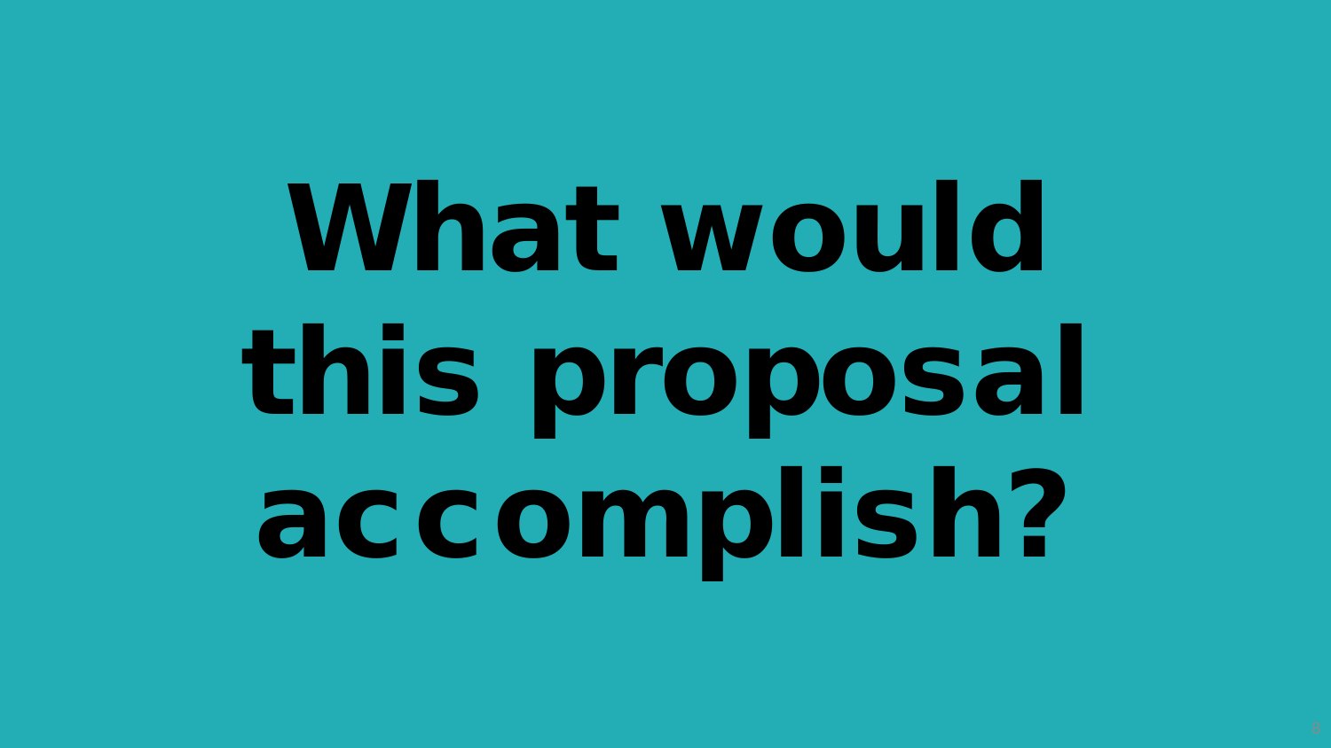# What would this proposal accomplish?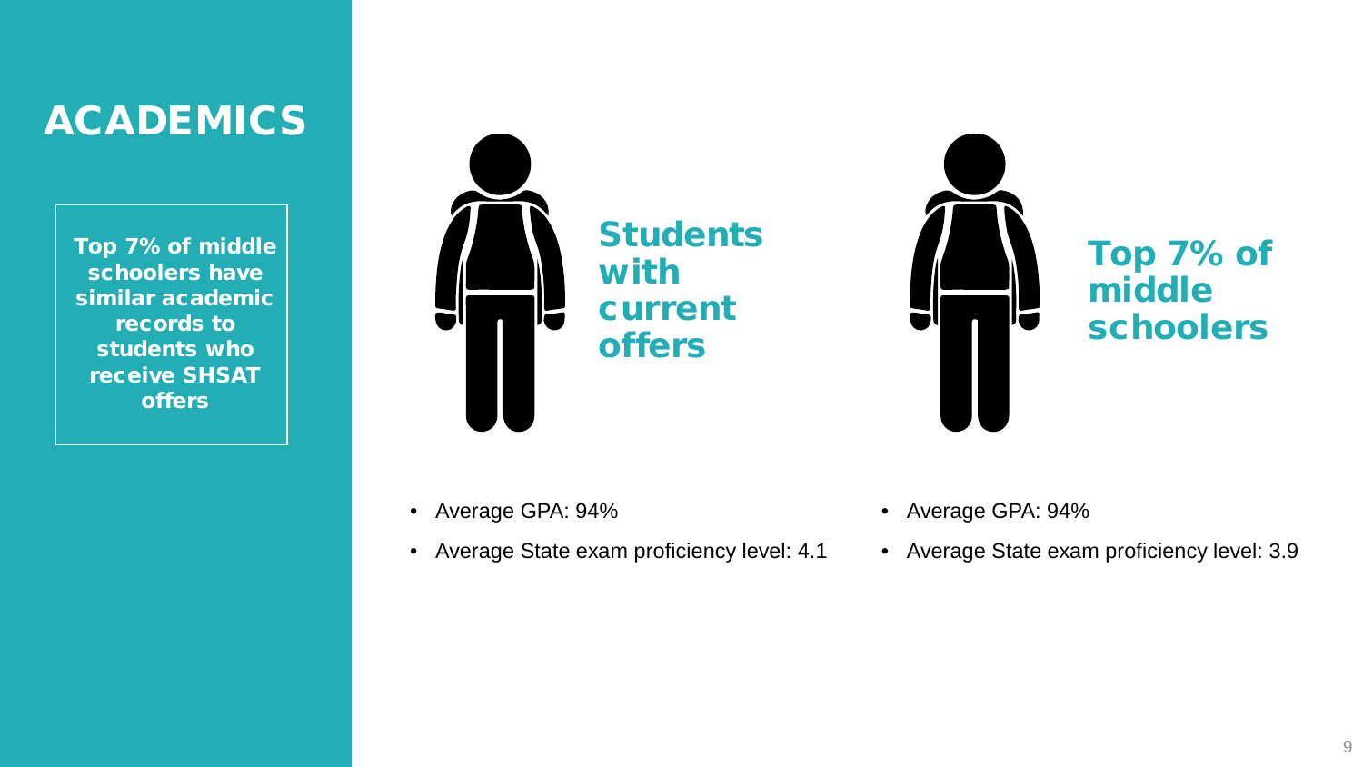# ACADEMICS

**Top 7% of middle schoolers have similar academic records to students who receive SHSAT offers**

## Students with current offers

- Average GPA: 94%
- Average State exam proficiency level: 4.1

## Top 7% of middle schoolers

- Average GPA: 94%
- Average State exam proficiency level: 3.9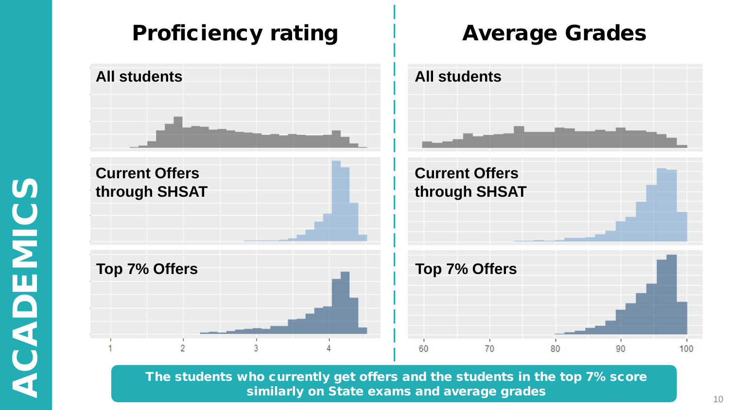ACADEMICS

## Proficiency rating

All students

Current Offers through SHSAT

Top 7% Offers

1 2 3 4

## Average Grades

All students

Current Offers through SHSAT

Top 7% Offers

60 70 80 90 100

**The students who currently get offers and the students in the top 7% score similarly on State exams and average grades**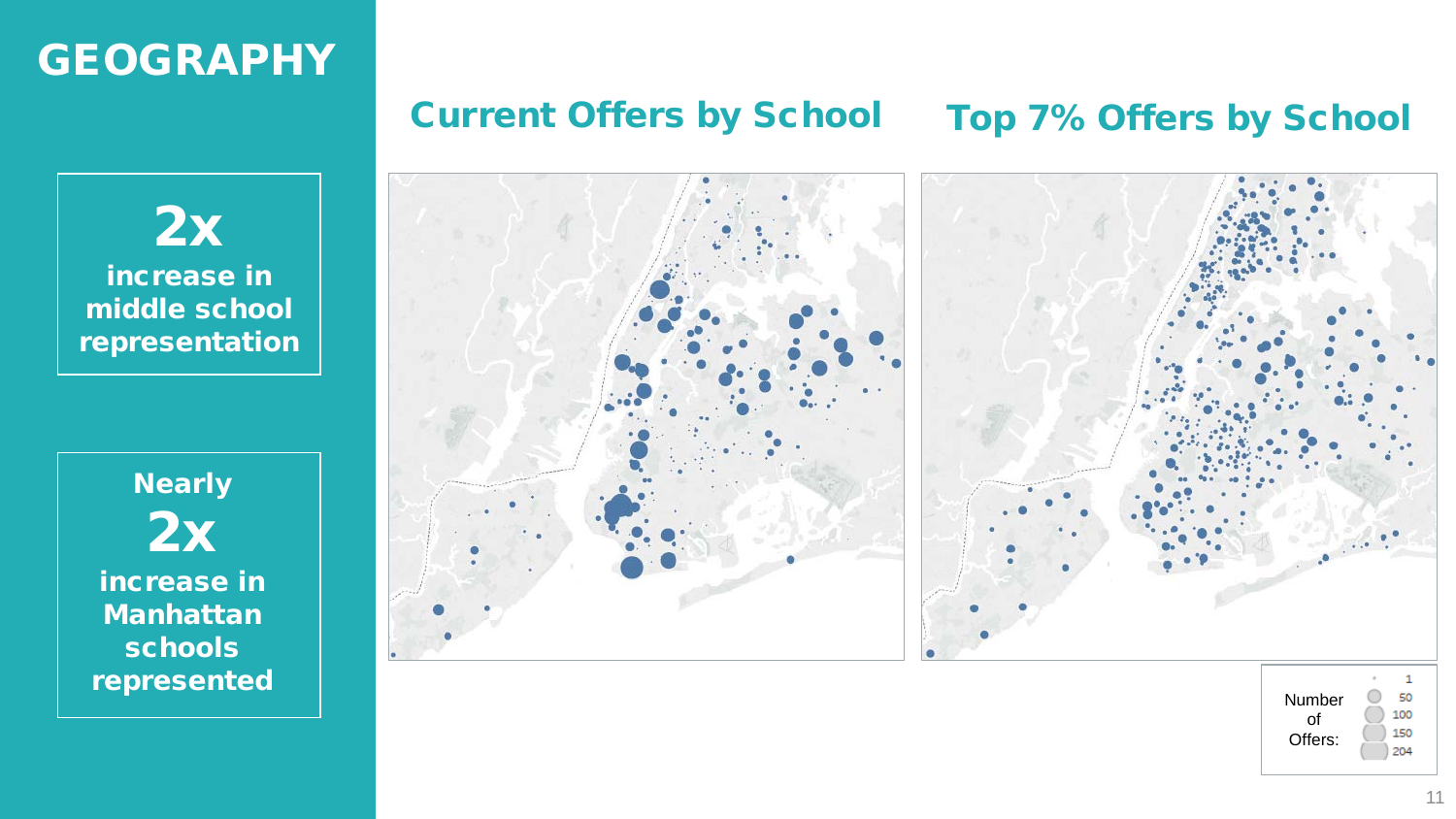# GEOGRAPHY

**2x**
**increase in middle school representation**

**Nearly**
**2x**
**increase in Manhattan schools represented**

## Current Offers by School

## Top 7% Offers by School

Number of Offers: 1, 50, 100, 150, 204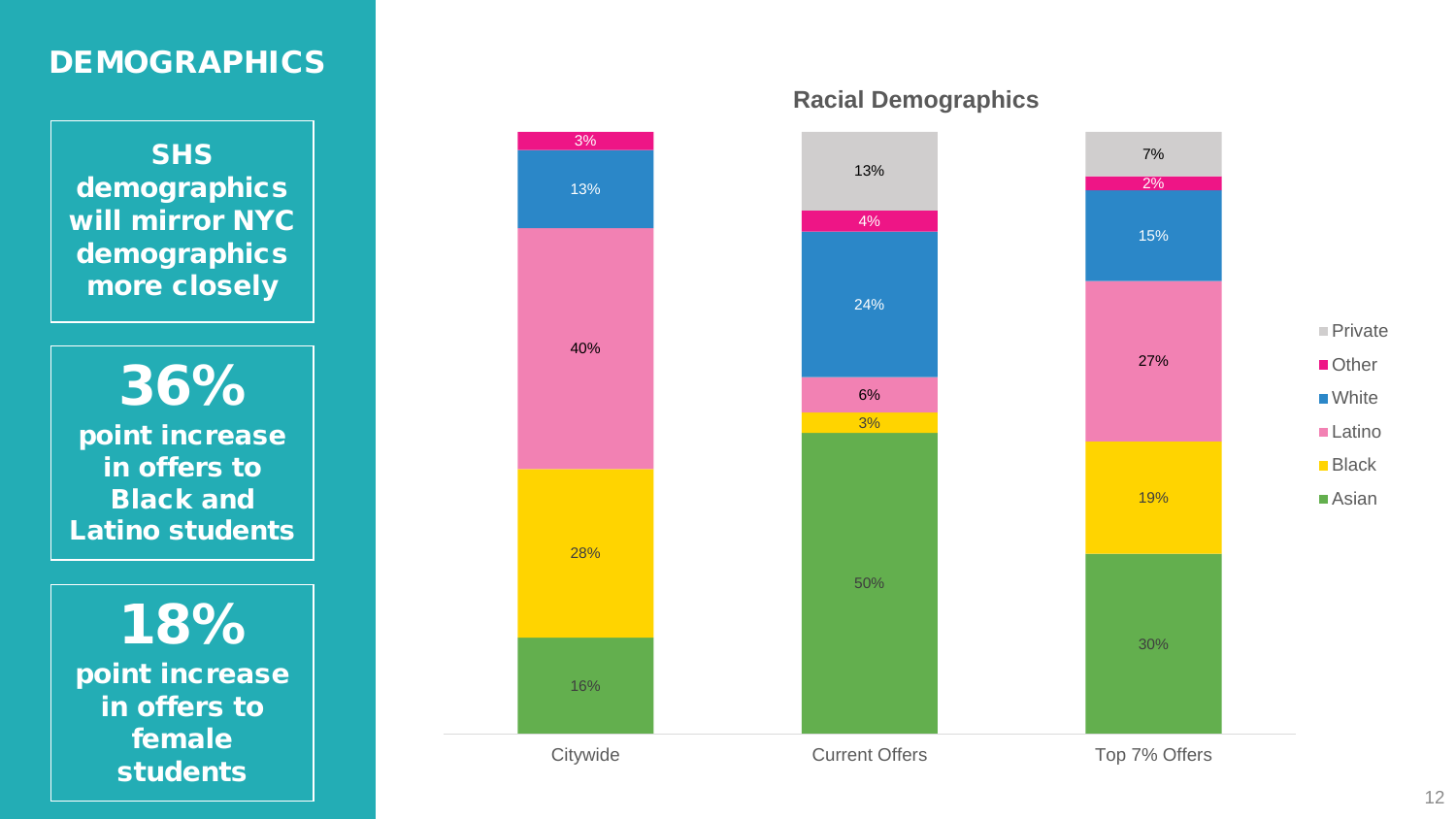# DEMOGRAPHICS

**SHS demographics will mirror NYC demographics more closely**

**36%**
**point increase in offers to Black and Latino students**

**18%**
**point increase in offers to female students**

## Racial Demographics

| | Citywide | Current Offers | Top 7% Offers |
|---|---|---|---|
| Private | | 13% | 7% |
| Other | 3% | 4% | 2% |
| White | 13% | 24% | 15% |
| Latino | 40% | 6% | 27% |
| Black | 28% | 3% | 19% |
| Asian | 16% | 50% | 30% |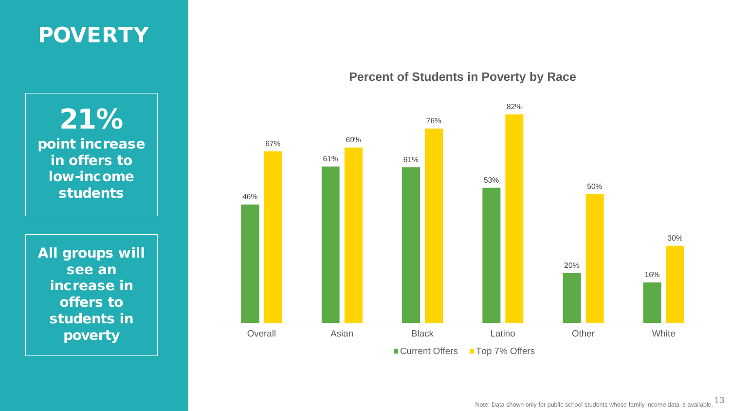# POVERTY

**21%**
**point increase in offers to low-income students**

**All groups will see an increase in offers to students in poverty**

**Percent of Students in Poverty by Race**

| | Current Offers | Top 7% Offers |
|---|---|---|
| Overall | 46% | 67% |
| Asian | 61% | 69% |
| Black | 61% | 76% |
| Latino | 53% | 82% |
| Other | 20% | 50% |
| White | 16% | 30% |

Note: Data shown only for public school students whose family income data is available.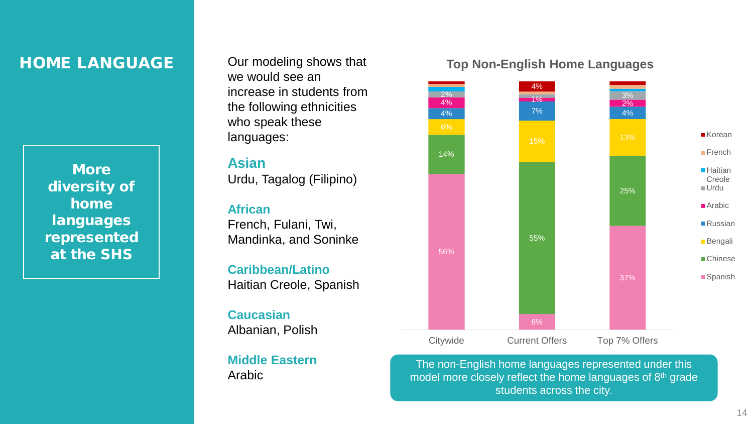# HOME LANGUAGE

**More diversity of home languages represented at the SHS**

Our modeling shows that we would see an increase in students from the following ethnicities who speak these languages:

**Asian**
Urdu, Tagalog (Filipino)

**African**
French, Fulani, Twi, Mandinka, and Soninke

**Caribbean/Latino**
Haitian Creole, Spanish

**Caucasian**
Albanian, Polish

**Middle Eastern**
Arabic

### Top Non-English Home Languages

| Language | Citywide | Current Offers | Top 7% Offers |
|---|---|---|---|
| Korean | | 4% | |
| French | | | |
| Haitian Creole | | | |
| Urdu | 2% | 1% | 3% |
| Arabic | 4% | | 2% |
| Russian | 4% | 7% | 4% |
| Bengali | 6% | 15% | 13% |
| Chinese | 14% | 55% | 25% |
| Spanish | 56% | 6% | 37% |

The non-English home languages represented under this model more closely reflect the home languages of 8th grade students across the city.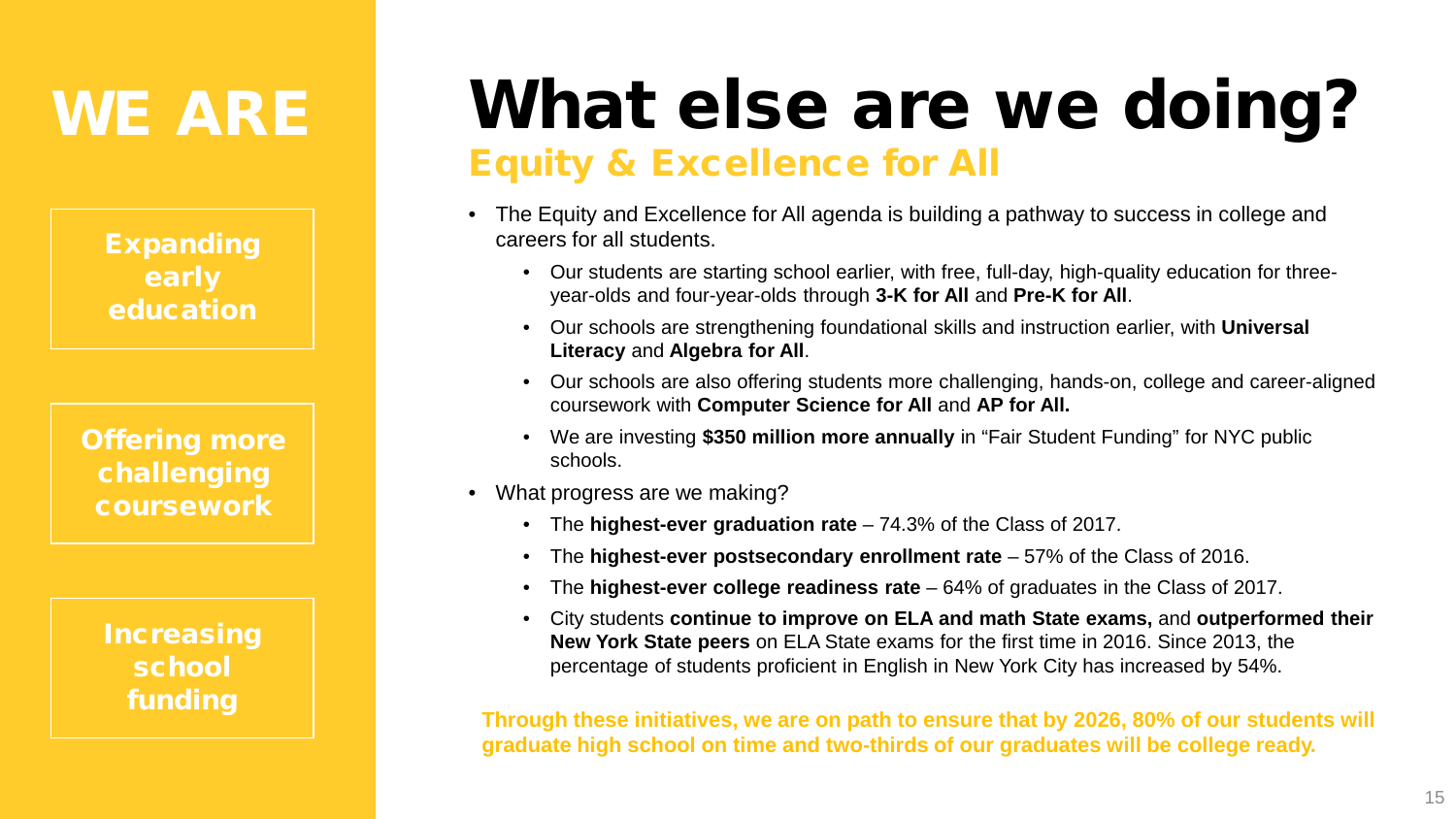# WE ARE

**Expanding early education**

**Offering more challenging coursework**

**Increasing school funding**

# What else are we doing?

## Equity & Excellence for All

- The Equity and Excellence for All agenda is building a pathway to success in college and careers for all students.
  - Our students are starting school earlier, with free, full-day, high-quality education for three-year-olds and four-year-olds through **3-K for All** and **Pre-K for All**.
  - Our schools are strengthening foundational skills and instruction earlier, with **Universal Literacy** and **Algebra for All**.
  - Our schools are also offering students more challenging, hands-on, college and career-aligned coursework with **Computer Science for All** and **AP for All.**
  - We are investing **$350 million more annually** in "Fair Student Funding" for NYC public schools.
- What progress are we making?
  - The **highest-ever graduation rate** – 74.3% of the Class of 2017.
  - The **highest-ever postsecondary enrollment rate** – 57% of the Class of 2016.
  - The **highest-ever college readiness rate** – 64% of graduates in the Class of 2017.
  - City students **continue to improve on ELA and math State exams,** and **outperformed their New York State peers** on ELA State exams for the first time in 2016. Since 2013, the percentage of students proficient in English in New York City has increased by 54%.

**Through these initiatives, we are on path to ensure that by 2026, 80% of our students will graduate high school on time and two-thirds of our graduates will be college ready.**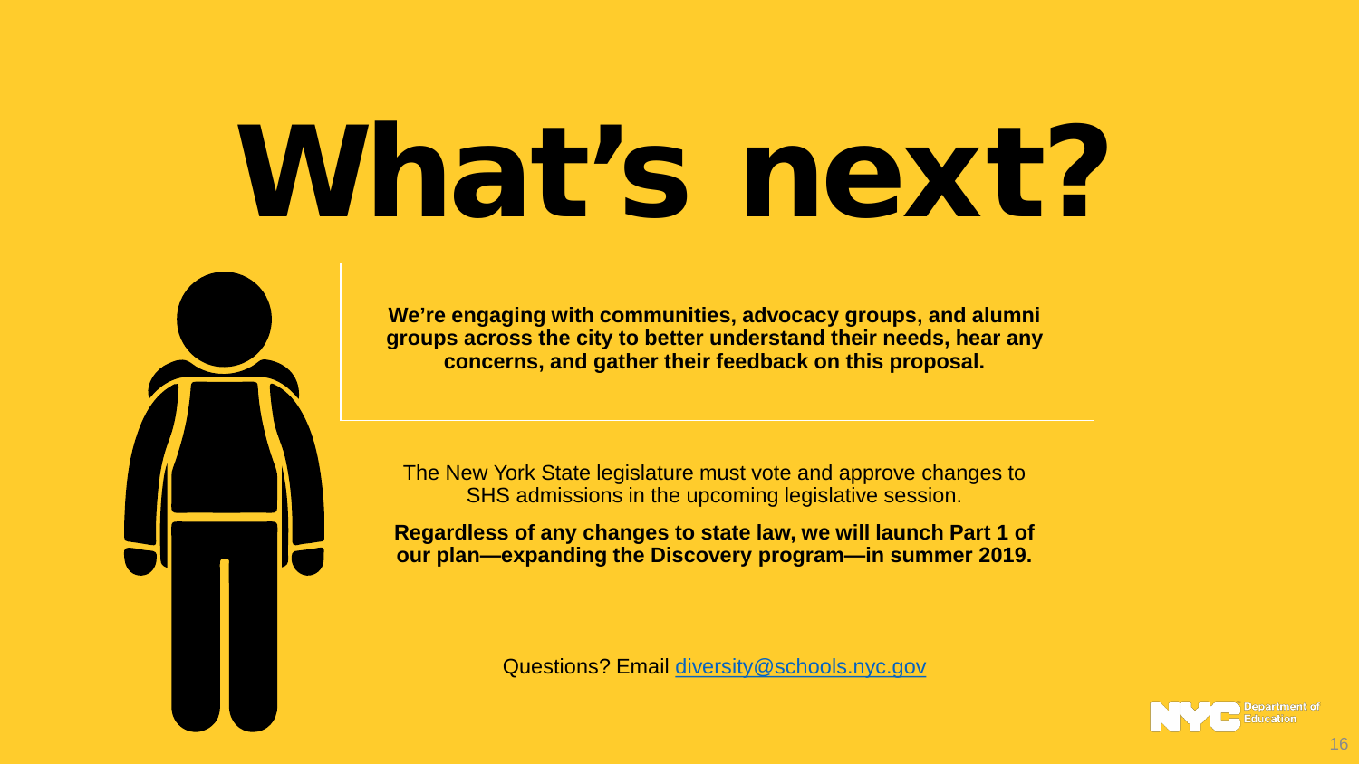# What's next?

**We're engaging with communities, advocacy groups, and alumni groups across the city to better understand their needs, hear any concerns, and gather their feedback on this proposal.**

The New York State legislature must vote and approve changes to SHS admissions in the upcoming legislative session.

**Regardless of any changes to state law, we will launch Part 1 of our plan—expanding the Discovery program—in summer 2019.**

Questions? Email [diversity@schools.nyc.gov](mailto:diversity@schools.nyc.gov)